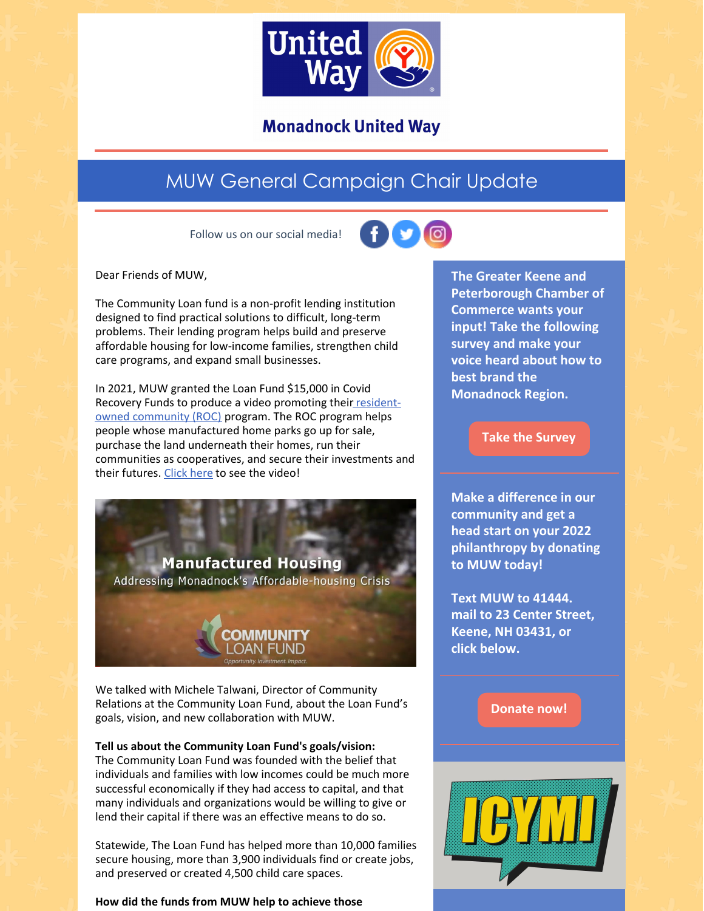# Monadnock United Way

## MUW General Campaign Chair Update

Follow us on our social media!

Dear Friends of MUW,

The Community Loan fund is a non-profit lending institution designed to find practical solutions to difficult, long-term problems. Their lending program helps build and preserve affordable housing for low-income families, strengthen child care programs, and expand small businesses.

In 2021, MUW granted the Loan Fund $15,000 in Covid Recovery Funds to produce a video promoting their resident-owned community (ROC) program. The ROC program helps people whose manufactured home parks go up for sale, purchase the land underneath their homes, run their communities as cooperatives, and secure their investments and their futures. Click here to see the video!

Manufactured Housing
Addressing Monadnock's Affordable-housing Crisis

COMMUNITY LOAN FUND
Opportunity. Investment. Impact.

We talked with Michele Talwani, Director of Community Relations at the Community Loan Fund, about the Loan Fund's goals, vision, and new collaboration with MUW.

**Tell us about the Community Loan Fund's goals/vision:**
The Community Loan Fund was founded with the belief that individuals and families with low incomes could be much more successful economically if they had access to capital, and that many individuals and organizations would be willing to give or lend their capital if there was an effective means to do so.

Statewide, The Loan Fund has helped more than 10,000 families secure housing, more than 3,900 individuals find or create jobs, and preserved or created 4,500 child care spaces.

**How did the funds from MUW help to achieve those**

---

**The Greater Keene and Peterborough Chamber of Commerce wants your input! Take the following survey and make your voice heard about how to best brand the Monadnock Region.**

Take the Survey

**Make a difference in our community and get a head start on your 2022 philanthropy by donating to MUW today!**

**Text MUW to 41444. mail to 23 Center Street, Keene, NH 03431, or click below.**

Donate now!

ICYMI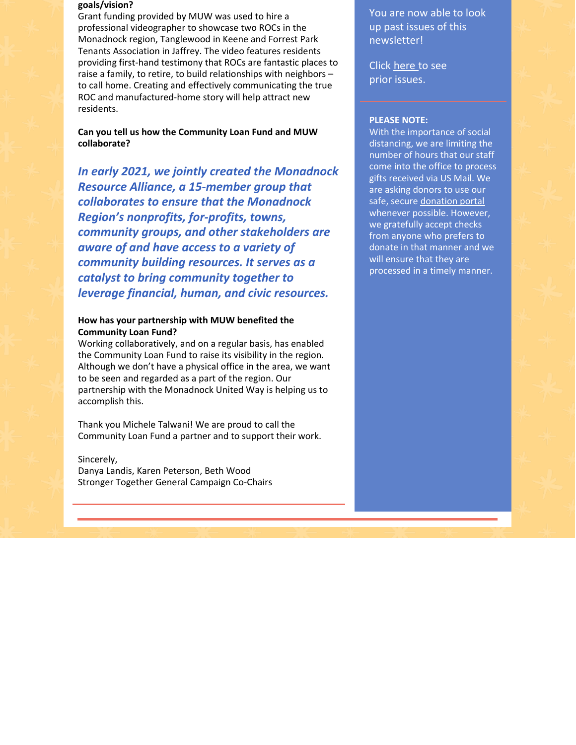**goals/vision?**
Grant funding provided by MUW was used to hire a professional videographer to showcase two ROCs in the Monadnock region, Tanglewood in Keene and Forrest Park Tenants Association in Jaffrey. The video features residents providing first-hand testimony that ROCs are fantastic places to raise a family, to retire, to build relationships with neighbors – to call home. Creating and effectively communicating the true ROC and manufactured-home story will help attract new residents.

**Can you tell us how the Community Loan Fund and MUW collaborate?**

***In early 2021, we jointly created the Monadnock Resource Alliance, a 15-member group that collaborates to ensure that the Monadnock Region's nonprofits, for-profits, towns, community groups, and other stakeholders are aware of and have access to a variety of community building resources. It serves as a catalyst to bring community together to leverage financial, human, and civic resources.***

**How has your partnership with MUW benefited the Community Loan Fund?**
Working collaboratively, and on a regular basis, has enabled the Community Loan Fund to raise its visibility in the region. Although we don't have a physical office in the area, we want to be seen and regarded as a part of the region. Our partnership with the Monadnock United Way is helping us to accomplish this.

Thank you Michele Talwani! We are proud to call the Community Loan Fund a partner and to support their work.

Sincerely,
Danya Landis, Karen Peterson, Beth Wood
Stronger Together General Campaign Co-Chairs

---

You are now able to look up past issues of this newsletter!

Click here to see prior issues.

**PLEASE NOTE:**
With the importance of social distancing, we are limiting the number of hours that our staff come into the office to process gifts received via US Mail. We are asking donors to use our safe, secure donation portal whenever possible. However, we gratefully accept checks from anyone who prefers to donate in that manner and we will ensure that they are processed in a timely manner.